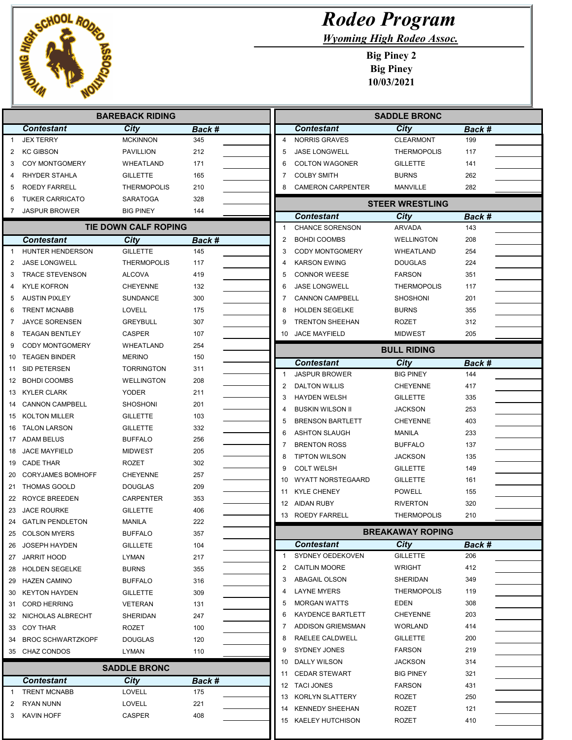# Rodeo Program

*Wyoming High Rodeo Assoc.*

**Big Piney 2**
**Big Piney**
**10/03/2021**

## BAREBACK RIDING

| | Contestant | City | Back # |
|---|---|---|---|
| 1 | JEX TERRY | MCKINNON | 345 |
| 2 | KC GIBSON | PAVILLION | 212 |
| 3 | COY MONTGOMERY | WHEATLAND | 171 |
| 4 | RHYDER STAHLA | GILLETTE | 165 |
| 5 | ROEDY FARRELL | THERMOPOLIS | 210 |
| 6 | TUKER CARRICATO | SARATOGA | 328 |
| 7 | JASPUR BROWER | BIG PINEY | 144 |

## TIE DOWN CALF ROPING

| | Contestant | City | Back # |
|---|---|---|---|
| 1 | HUNTER HENDERSON | GILLETTE | 145 |
| 2 | JASE LONGWELL | THERMOPOLIS | 117 |
| 3 | TRACE STEVENSON | ALCOVA | 419 |
| 4 | KYLE KOFRON | CHEYENNE | 132 |
| 5 | AUSTIN PIXLEY | SUNDANCE | 300 |
| 6 | TRENT MCNABB | LOVELL | 175 |
| 7 | JAYCE SORENSEN | GREYBULL | 307 |
| 8 | TEAGAN BENTLEY | CASPER | 107 |
| 9 | CODY MONTGOMERY | WHEATLAND | 254 |
| 10 | TEAGEN BINDER | MERINO | 150 |
| 11 | SID PETERSEN | TORRINGTON | 311 |
| 12 | BOHDI COOMBS | WELLINGTON | 208 |
| 13 | KYLER CLARK | YODER | 211 |
| 14 | CANNON CAMPBELL | SHOSHONI | 201 |
| 15 | KOLTON MILLER | GILLETTE | 103 |
| 16 | TALON LARSON | GILLETTE | 332 |
| 17 | ADAM BELUS | BUFFALO | 256 |
| 18 | JACE MAYFIELD | MIDWEST | 205 |
| 19 | CADE THAR | ROZET | 302 |
| 20 | CORYJAMES BOMHOFF | CHEYENNE | 257 |
| 21 | THOMAS GOOLD | DOUGLAS | 209 |
| 22 | ROYCE BREEDEN | CARPENTER | 353 |
| 23 | JACE ROURKE | GILLETTE | 406 |
| 24 | GATLIN PENDLETON | MANILA | 222 |
| 25 | COLSON MYERS | BUFFALO | 357 |
| 26 | JOSEPH HAYDEN | GILLLETE | 104 |
| 27 | JARRIT HOOD | LYMAN | 217 |
| 28 | HOLDEN SEGELKE | BURNS | 355 |
| 29 | HAZEN CAMINO | BUFFALO | 316 |
| 30 | KEYTON HAYDEN | GILLETTE | 309 |
| 31 | CORD HERRING | VETERAN | 131 |
| 32 | NICHOLAS ALBRECHT | SHERIDAN | 247 |
| 33 | COY THAR | ROZET | 100 |
| 34 | BROC SCHWARTZKOPF | DOUGLAS | 120 |
| 35 | CHAZ CONDOS | LYMAN | 110 |

## SADDLE BRONC

| | Contestant | City | Back # |
|---|---|---|---|
| 1 | TRENT MCNABB | LOVELL | 175 |
| 2 | RYAN NUNN | LOVELL | 221 |
| 3 | KAVIN HOFF | CASPER | 408 |
| 4 | NORRIS GRAVES | CLEARMONT | 199 |
| 5 | JASE LONGWELL | THERMOPOLIS | 117 |
| 6 | COLTON WAGONER | GILLETTE | 141 |
| 7 | COLBY SMITH | BURNS | 262 |
| 8 | CAMERON CARPENTER | MANVILLE | 282 |

## STEER WRESTLING

| | Contestant | City | Back # |
|---|---|---|---|
| 1 | CHANCE SORENSON | ARVADA | 143 |
| 2 | BOHDI COOMBS | WELLINGTON | 208 |
| 3 | CODY MONTGOMERY | WHEATLAND | 254 |
| 4 | KARSON EWING | DOUGLAS | 224 |
| 5 | CONNOR WEESE | FARSON | 351 |
| 6 | JASE LONGWELL | THERMOPOLIS | 117 |
| 7 | CANNON CAMPBELL | SHOSHONI | 201 |
| 8 | HOLDEN SEGELKE | BURNS | 355 |
| 9 | TRENTON SHEEHAN | ROZET | 312 |
| 10 | JACE MAYFIELD | MIDWEST | 205 |

## BULL RIDING

| | Contestant | City | Back # |
|---|---|---|---|
| 1 | JASPUR BROWER | BIG PINEY | 144 |
| 2 | DALTON WILLIS | CHEYENNE | 417 |
| 3 | HAYDEN WELSH | GILLETTE | 335 |
| 4 | BUSKIN WILSON II | JACKSON | 253 |
| 5 | BRENSON BARTLETT | CHEYENNE | 403 |
| 6 | ASHTON SLAUGH | MANILA | 233 |
| 7 | BRENTON ROSS | BUFFALO | 137 |
| 8 | TIPTON WILSON | JACKSON | 135 |
| 9 | COLT WELSH | GILLETTE | 149 |
| 10 | WYATT NORSTEGAARD | GILLETTE | 161 |
| 11 | KYLE CHENEY | POWELL | 155 |
| 12 | AIDAN RUBY | RIVERTON | 320 |
| 13 | ROEDY FARRELL | THERMOPOLIS | 210 |

## BREAKAWAY ROPING

| | Contestant | City | Back # |
|---|---|---|---|
| 1 | SYDNEY OEDEKOVEN | GILLETTE | 206 |
| 2 | CAITLIN MOORE | WRIGHT | 412 |
| 3 | ABAGAIL OLSON | SHERIDAN | 349 |
| 4 | LAYNE MYERS | THERMOPOLIS | 119 |
| 5 | MORGAN WATTS | EDEN | 308 |
| 6 | KAYDENCE BARTLETT | CHEYENNE | 203 |
| 7 | ADDISON GRIEMSMAN | WORLAND | 414 |
| 8 | RAELEE CALDWELL | GILLETTE | 200 |
| 9 | SYDNEY JONES | FARSON | 219 |
| 10 | DALLY WILSON | JACKSON | 314 |
| 11 | CEDAR STEWART | BIG PINEY | 321 |
| 12 | TACI JONES | FARSON | 431 |
| 13 | KORLYN SLATTERY | ROZET | 250 |
| 14 | KENNEDY SHEEHAN | ROZET | 121 |
| 15 | KAELEY HUTCHISON | ROZET | 410 |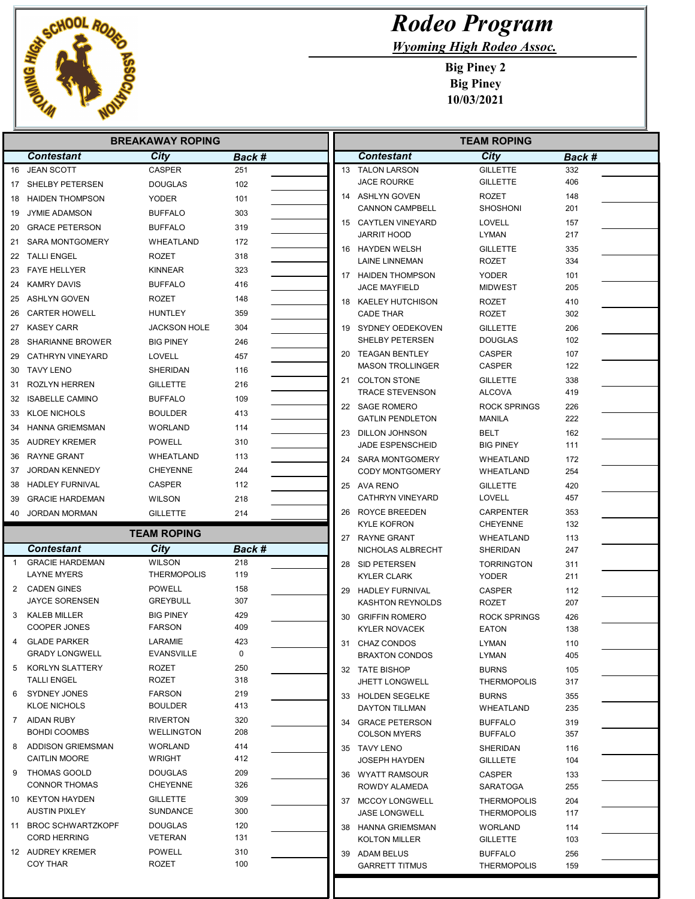# Rodeo Program

***Wyoming High Rodeo Assoc.***

**Big Piney 2**
**Big Piney**
**10/03/2021**

## BREAKAWAY ROPING

| | Contestant | City | Back # | |
|---|---|---|---|---|
| 16 | JEAN SCOTT | CASPER | 251 | |
| 17 | SHELBY PETERSEN | DOUGLAS | 102 | |
| 18 | HAIDEN THOMPSON | YODER | 101 | |
| 19 | JYMIE ADAMSON | BUFFALO | 303 | |
| 20 | GRACE PETERSON | BUFFALO | 319 | |
| 21 | SARA MONTGOMERY | WHEATLAND | 172 | |
| 22 | TALLI ENGEL | ROZET | 318 | |
| 23 | FAYE HELLYER | KINNEAR | 323 | |
| 24 | KAMRY DAVIS | BUFFALO | 416 | |
| 25 | ASHLYN GOVEN | ROZET | 148 | |
| 26 | CARTER HOWELL | HUNTLEY | 359 | |
| 27 | KASEY CARR | JACKSON HOLE | 304 | |
| 28 | SHARIANNE BROWER | BIG PINEY | 246 | |
| 29 | CATHRYN VINEYARD | LOVELL | 457 | |
| 30 | TAVY LENO | SHERIDAN | 116 | |
| 31 | ROZLYN HERREN | GILLETTE | 216 | |
| 32 | ISABELLE CAMINO | BUFFALO | 109 | |
| 33 | KLOE NICHOLS | BOULDER | 413 | |
| 34 | HANNA GRIEMSMAN | WORLAND | 114 | |
| 35 | AUDREY KREMER | POWELL | 310 | |
| 36 | RAYNE GRANT | WHEATLAND | 113 | |
| 37 | JORDAN KENNEDY | CHEYENNE | 244 | |
| 38 | HADLEY FURNIVAL | CASPER | 112 | |
| 39 | GRACIE HARDEMAN | WILSON | 218 | |
| 40 | JORDAN MORMAN | GILLETTE | 214 | |

## TEAM ROPING

| | Contestant | City | Back # | |
|---|---|---|---|---|
| 1 | GRACIE HARDEMAN | WILSON | 218 | |
| | LAYNE MYERS | THERMOPOLIS | 119 | |
| 2 | CADEN GINES | POWELL | 158 | |
| | JAYCE SORENSEN | GREYBULL | 307 | |
| 3 | KALEB MILLER | BIG PINEY | 429 | |
| | COOPER JONES | FARSON | 409 | |
| 4 | GLADE PARKER | LARAMIE | 423 | |
| | GRADY LONGWELL | EVANSVILLE | 0 | |
| 5 | KORLYN SLATTERY | ROZET | 250 | |
| | TALLI ENGEL | ROZET | 318 | |
| 6 | SYDNEY JONES | FARSON | 219 | |
| | KLOE NICHOLS | BOULDER | 413 | |
| 7 | AIDAN RUBY | RIVERTON | 320 | |
| | BOHDI COOMBS | WELLINGTON | 208 | |
| 8 | ADDISON GRIEMSMAN | WORLAND | 414 | |
| | CAITLIN MOORE | WRIGHT | 412 | |
| 9 | THOMAS GOOLD | DOUGLAS | 209 | |
| | CONNOR THOMAS | CHEYENNE | 326 | |
| 10 | KEYTON HAYDEN | GILLETTE | 309 | |
| | AUSTIN PIXLEY | SUNDANCE | 300 | |
| 11 | BROC SCHWARTZKOPF | DOUGLAS | 120 | |
| | CORD HERRING | VETERAN | 131 | |
| 12 | AUDREY KREMER | POWELL | 310 | |
| | COY THAR | ROZET | 100 | |
| 13 | TALON LARSON | GILLETTE | 332 | |
| | JACE ROURKE | GILLETTE | 406 | |
| 14 | ASHLYN GOVEN | ROZET | 148 | |
| | CANNON CAMPBELL | SHOSHONI | 201 | |
| 15 | CAYTLEN VINEYARD | LOVELL | 157 | |
| | JARRIT HOOD | LYMAN | 217 | |
| 16 | HAYDEN WELSH | GILLETTE | 335 | |
| | LAINE LINNEMAN | ROZET | 334 | |
| 17 | HAIDEN THOMPSON | YODER | 101 | |
| | JACE MAYFIELD | MIDWEST | 205 | |
| 18 | KAELEY HUTCHISON | ROZET | 410 | |
| | CADE THAR | ROZET | 302 | |
| 19 | SYDNEY OEDEKOVEN | GILLETTE | 206 | |
| | SHELBY PETERSEN | DOUGLAS | 102 | |
| 20 | TEAGAN BENTLEY | CASPER | 107 | |
| | MASON TROLLINGER | CASPER | 122 | |
| 21 | COLTON STONE | GILLETTE | 338 | |
| | TRACE STEVENSON | ALCOVA | 419 | |
| 22 | SAGE ROMERO | ROCK SPRINGS | 226 | |
| | GATLIN PENDLETON | MANILA | 222 | |
| 23 | DILLON JOHNSON | BELT | 162 | |
| | JADE ESPENSCHEID | BIG PINEY | 111 | |
| 24 | SARA MONTGOMERY | WHEATLAND | 172 | |
| | CODY MONTGOMERY | WHEATLAND | 254 | |
| 25 | AVA RENO | GILLETTE | 420 | |
| | CATHRYN VINEYARD | LOVELL | 457 | |
| 26 | ROYCE BREEDEN | CARPENTER | 353 | |
| | KYLE KOFRON | CHEYENNE | 132 | |
| 27 | RAYNE GRANT | WHEATLAND | 113 | |
| | NICHOLAS ALBRECHT | SHERIDAN | 247 | |
| 28 | SID PETERSEN | TORRINGTON | 311 | |
| | KYLER CLARK | YODER | 211 | |
| 29 | HADLEY FURNIVAL | CASPER | 112 | |
| | KASHTON REYNOLDS | ROZET | 207 | |
| 30 | GRIFFIN ROMERO | ROCK SPRINGS | 426 | |
| | KYLER NOVACEK | EATON | 138 | |
| 31 | CHAZ CONDOS | LYMAN | 110 | |
| | BRAXTON CONDOS | LYMAN | 405 | |
| 32 | TATE BISHOP | BURNS | 105 | |
| | JHETT LONGWELL | THERMOPOLIS | 317 | |
| 33 | HOLDEN SEGELKE | BURNS | 355 | |
| | DAYTON TILLMAN | WHEATLAND | 235 | |
| 34 | GRACE PETERSON | BUFFALO | 319 | |
| | COLSON MYERS | BUFFALO | 357 | |
| 35 | TAVY LENO | SHERIDAN | 116 | |
| | JOSEPH HAYDEN | GILLLETE | 104 | |
| 36 | WYATT RAMSOUR | CASPER | 133 | |
| | ROWDY ALAMEDA | SARATOGA | 255 | |
| 37 | MCCOY LONGWELL | THERMOPOLIS | 204 | |
| | JASE LONGWELL | THERMOPOLIS | 117 | |
| 38 | HANNA GRIEMSMAN | WORLAND | 114 | |
| | KOLTON MILLER | GILLETTE | 103 | |
| 39 | ADAM BELUS | BUFFALO | 256 | |
| | GARRETT TITMUS | THERMOPOLIS | 159 | |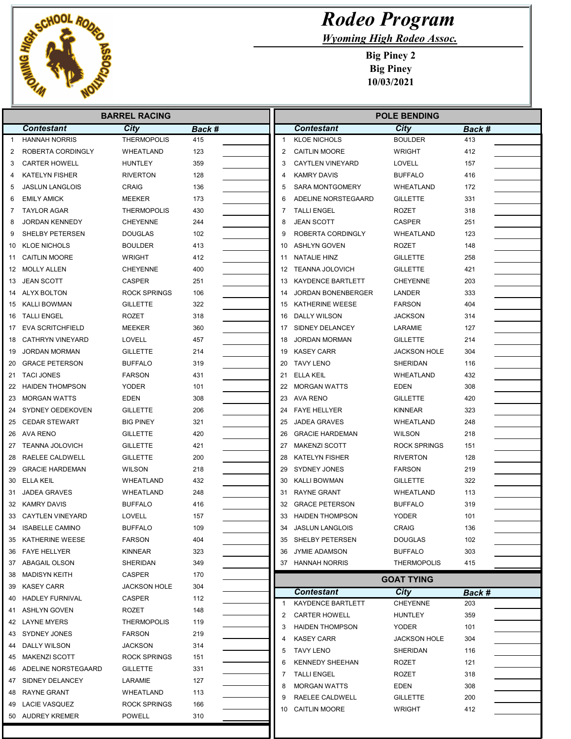# Rodeo Program

*Wyoming High Rodeo Assoc.*

**Big Piney 2**
**Big Piney**
**10/03/2021**

## BARREL RACING

| | Contestant | City | Back # | |
|---|---|---|---|---|
| 1 | HANNAH NORRIS | THERMOPOLIS | 415 | |
| 2 | ROBERTA CORDINGLY | WHEATLAND | 123 | |
| 3 | CARTER HOWELL | HUNTLEY | 359 | |
| 4 | KATELYN FISHER | RIVERTON | 128 | |
| 5 | JASLUN LANGLOIS | CRAIG | 136 | |
| 6 | EMILY AMICK | MEEKER | 173 | |
| 7 | TAYLOR AGAR | THERMOPOLIS | 430 | |
| 8 | JORDAN KENNEDY | CHEYENNE | 244 | |
| 9 | SHELBY PETERSEN | DOUGLAS | 102 | |
| 10 | KLOE NICHOLS | BOULDER | 413 | |
| 11 | CAITLIN MOORE | WRIGHT | 412 | |
| 12 | MOLLY ALLEN | CHEYENNE | 400 | |
| 13 | JEAN SCOTT | CASPER | 251 | |
| 14 | ALYX BOLTON | ROCK SPRINGS | 106 | |
| 15 | KALLI BOWMAN | GILLETTE | 322 | |
| 16 | TALLI ENGEL | ROZET | 318 | |
| 17 | EVA SCRITCHFIELD | MEEKER | 360 | |
| 18 | CATHRYN VINEYARD | LOVELL | 457 | |
| 19 | JORDAN MORMAN | GILLETTE | 214 | |
| 20 | GRACE PETERSON | BUFFALO | 319 | |
| 21 | TACI JONES | FARSON | 431 | |
| 22 | HAIDEN THOMPSON | YODER | 101 | |
| 23 | MORGAN WATTS | EDEN | 308 | |
| 24 | SYDNEY OEDEKOVEN | GILLETTE | 206 | |
| 25 | CEDAR STEWART | BIG PINEY | 321 | |
| 26 | AVA RENO | GILLETTE | 420 | |
| 27 | TEANNA JOLOVICH | GILLETTE | 421 | |
| 28 | RAELEE CALDWELL | GILLETTE | 200 | |
| 29 | GRACIE HARDEMAN | WILSON | 218 | |
| 30 | ELLA KEIL | WHEATLAND | 432 | |
| 31 | JADEA GRAVES | WHEATLAND | 248 | |
| 32 | KAMRY DAVIS | BUFFALO | 416 | |
| 33 | CAYTLEN VINEYARD | LOVELL | 157 | |
| 34 | ISABELLE CAMINO | BUFFALO | 109 | |
| 35 | KATHERINE WEESE | FARSON | 404 | |
| 36 | FAYE HELLYER | KINNEAR | 323 | |
| 37 | ABAGAIL OLSON | SHERIDAN | 349 | |
| 38 | MADISYN KEITH | CASPER | 170 | |
| 39 | KASEY CARR | JACKSON HOLE | 304 | |
| 40 | HADLEY FURNIVAL | CASPER | 112 | |
| 41 | ASHLYN GOVEN | ROZET | 148 | |
| 42 | LAYNE MYERS | THERMOPOLIS | 119 | |
| 43 | SYDNEY JONES | FARSON | 219 | |
| 44 | DALLY WILSON | JACKSON | 314 | |
| 45 | MAKENZI SCOTT | ROCK SPRINGS | 151 | |
| 46 | ADELINE NORSTEGAARD | GILLETTE | 331 | |
| 47 | SIDNEY DELANCEY | LARAMIE | 127 | |
| 48 | RAYNE GRANT | WHEATLAND | 113 | |
| 49 | LACIE VASQUEZ | ROCK SPRINGS | 166 | |
| 50 | AUDREY KREMER | POWELL | 310 | |

## POLE BENDING

| | Contestant | City | Back # | |
|---|---|---|---|---|
| 1 | KLOE NICHOLS | BOULDER | 413 | |
| 2 | CAITLIN MOORE | WRIGHT | 412 | |
| 3 | CAYTLEN VINEYARD | LOVELL | 157 | |
| 4 | KAMRY DAVIS | BUFFALO | 416 | |
| 5 | SARA MONTGOMERY | WHEATLAND | 172 | |
| 6 | ADELINE NORSTEGAARD | GILLETTE | 331 | |
| 7 | TALLI ENGEL | ROZET | 318 | |
| 8 | JEAN SCOTT | CASPER | 251 | |
| 9 | ROBERTA CORDINGLY | WHEATLAND | 123 | |
| 10 | ASHLYN GOVEN | ROZET | 148 | |
| 11 | NATALIE HINZ | GILLETTE | 258 | |
| 12 | TEANNA JOLOVICH | GILLETTE | 421 | |
| 13 | KAYDENCE BARTLETT | CHEYENNE | 203 | |
| 14 | JORDAN BONENBERGER | LANDER | 333 | |
| 15 | KATHERINE WEESE | FARSON | 404 | |
| 16 | DALLY WILSON | JACKSON | 314 | |
| 17 | SIDNEY DELANCEY | LARAMIE | 127 | |
| 18 | JORDAN MORMAN | GILLETTE | 214 | |
| 19 | KASEY CARR | JACKSON HOLE | 304 | |
| 20 | TAVY LENO | SHERIDAN | 116 | |
| 21 | ELLA KEIL | WHEATLAND | 432 | |
| 22 | MORGAN WATTS | EDEN | 308 | |
| 23 | AVA RENO | GILLETTE | 420 | |
| 24 | FAYE HELLYER | KINNEAR | 323 | |
| 25 | JADEA GRAVES | WHEATLAND | 248 | |
| 26 | GRACIE HARDEMAN | WILSON | 218 | |
| 27 | MAKENZI SCOTT | ROCK SPRINGS | 151 | |
| 28 | KATELYN FISHER | RIVERTON | 128 | |
| 29 | SYDNEY JONES | FARSON | 219 | |
| 30 | KALLI BOWMAN | GILLETTE | 322 | |
| 31 | RAYNE GRANT | WHEATLAND | 113 | |
| 32 | GRACE PETERSON | BUFFALO | 319 | |
| 33 | HAIDEN THOMPSON | YODER | 101 | |
| 34 | JASLUN LANGLOIS | CRAIG | 136 | |
| 35 | SHELBY PETERSEN | DOUGLAS | 102 | |
| 36 | JYMIE ADAMSON | BUFFALO | 303 | |
| 37 | HANNAH NORRIS | THERMOPOLIS | 415 | |

## GOAT TYING

| | Contestant | City | Back # | |
|---|---|---|---|---|
| 1 | KAYDENCE BARTLETT | CHEYENNE | 203 | |
| 2 | CARTER HOWELL | HUNTLEY | 359 | |
| 3 | HAIDEN THOMPSON | YODER | 101 | |
| 4 | KASEY CARR | JACKSON HOLE | 304 | |
| 5 | TAVY LENO | SHERIDAN | 116 | |
| 6 | KENNEDY SHEEHAN | ROZET | 121 | |
| 7 | TALLI ENGEL | ROZET | 318 | |
| 8 | MORGAN WATTS | EDEN | 308 | |
| 9 | RAELEE CALDWELL | GILLETTE | 200 | |
| 10 | CAITLIN MOORE | WRIGHT | 412 | |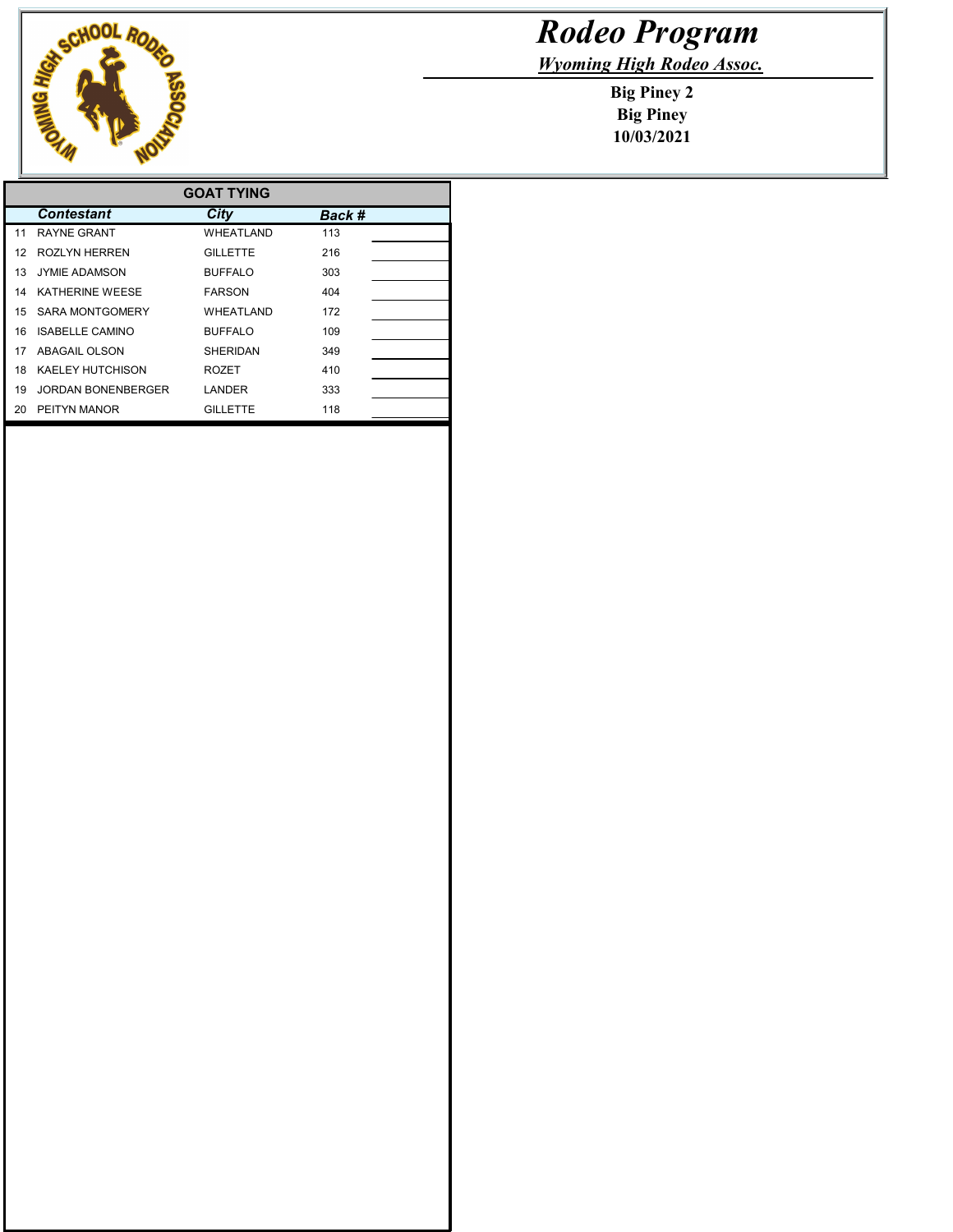# Rodeo Program

***Wyoming High Rodeo Assoc.***

**Big Piney 2**
**Big Piney**
**10/03/2021**

## GOAT TYING

| | Contestant | City | Back # | |
|---|---|---|---|---|
| 11 | RAYNE GRANT | WHEATLAND | 113 | |
| 12 | ROZLYN HERREN | GILLETTE | 216 | |
| 13 | JYMIE ADAMSON | BUFFALO | 303 | |
| 14 | KATHERINE WEESE | FARSON | 404 | |
| 15 | SARA MONTGOMERY | WHEATLAND | 172 | |
| 16 | ISABELLE CAMINO | BUFFALO | 109 | |
| 17 | ABAGAIL OLSON | SHERIDAN | 349 | |
| 18 | KAELEY HUTCHISON | ROZET | 410 | |
| 19 | JORDAN BONENBERGER | LANDER | 333 | |
| 20 | PEITYN MANOR | GILLETTE | 118 | |